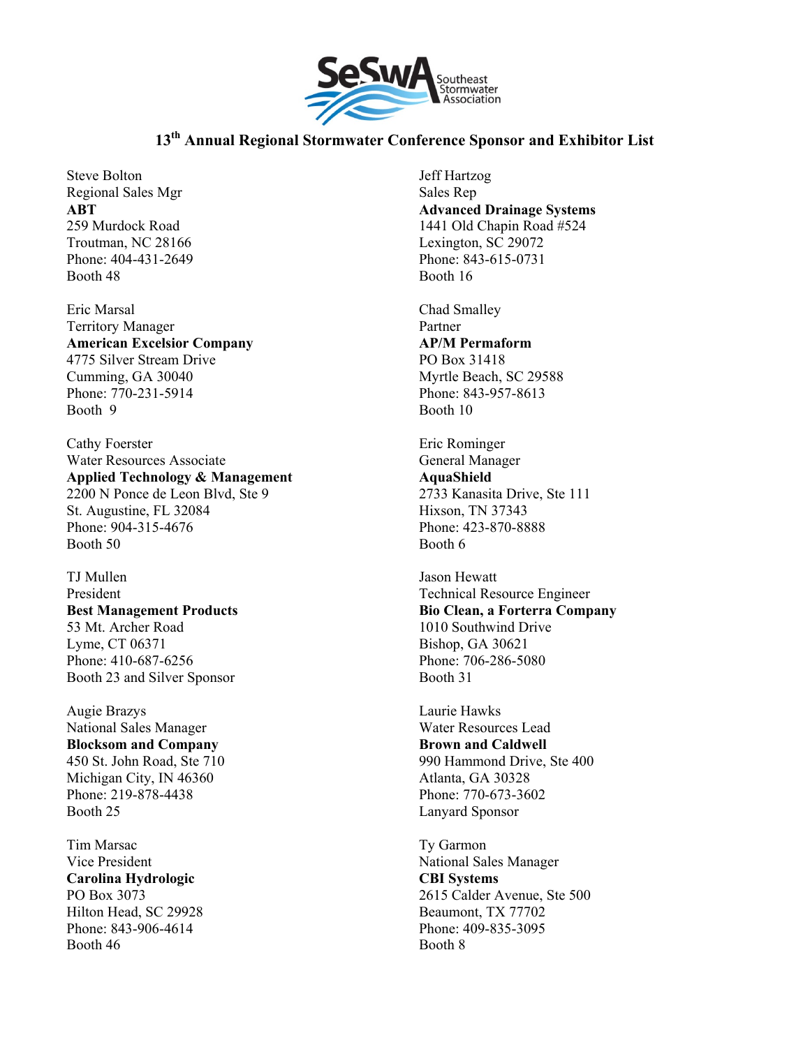SeSwA Southeast Stormwater Association

## 13th Annual Regional Stormwater Conference Sponsor and Exhibitor List

Steve Bolton
Regional Sales Mgr
**ABT**
259 Murdock Road
Troutman, NC 28166
Phone: 404-431-2649
Booth 48

Eric Marsal
Territory Manager
**American Excelsior Company**
4775 Silver Stream Drive
Cumming, GA 30040
Phone: 770-231-5914
Booth 9

Cathy Foerster
Water Resources Associate
**Applied Technology & Management**
2200 N Ponce de Leon Blvd, Ste 9
St. Augustine, FL 32084
Phone: 904-315-4676
Booth 50

TJ Mullen
President
**Best Management Products**
53 Mt. Archer Road
Lyme, CT 06371
Phone: 410-687-6256
Booth 23 and Silver Sponsor

Augie Brazys
National Sales Manager
**Blocksom and Company**
450 St. John Road, Ste 710
Michigan City, IN 46360
Phone: 219-878-4438
Booth 25

Tim Marsac
Vice President
**Carolina Hydrologic**
PO Box 3073
Hilton Head, SC 29928
Phone: 843-906-4614
Booth 46

Jeff Hartzog
Sales Rep
**Advanced Drainage Systems**
1441 Old Chapin Road #524
Lexington, SC 29072
Phone: 843-615-0731
Booth 16

Chad Smalley
Partner
**AP/M Permaform**
PO Box 31418
Myrtle Beach, SC 29588
Phone: 843-957-8613
Booth 10

Eric Rominger
General Manager
**AquaShield**
2733 Kanasita Drive, Ste 111
Hixson, TN 37343
Phone: 423-870-8888
Booth 6

Jason Hewatt
Technical Resource Engineer
**Bio Clean, a Forterra Company**
1010 Southwind Drive
Bishop, GA 30621
Phone: 706-286-5080
Booth 31

Laurie Hawks
Water Resources Lead
**Brown and Caldwell**
990 Hammond Drive, Ste 400
Atlanta, GA 30328
Phone: 770-673-3602
Lanyard Sponsor

Ty Garmon
National Sales Manager
**CBI Systems**
2615 Calder Avenue, Ste 500
Beaumont, TX 77702
Phone: 409-835-3095
Booth 8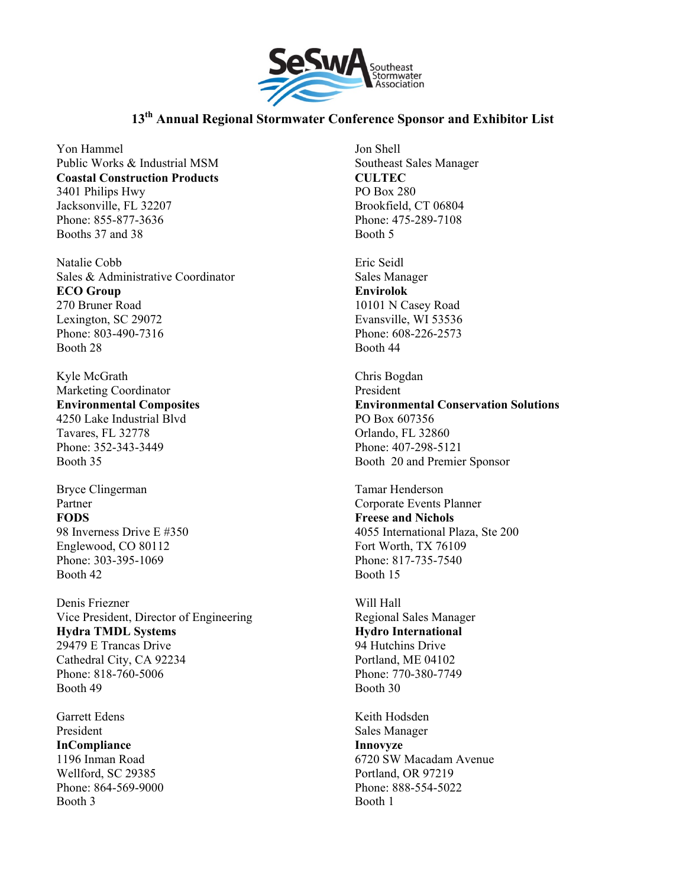SeSwA Southeast Stormwater Association

## 13th Annual Regional Stormwater Conference Sponsor and Exhibitor List

Yon Hammel
Public Works & Industrial MSM
**Coastal Construction Products**
3401 Philips Hwy
Jacksonville, FL 32207
Phone: 855-877-3636
Booths 37 and 38

Natalie Cobb
Sales & Administrative Coordinator
**ECO Group**
270 Bruner Road
Lexington, SC 29072
Phone: 803-490-7316
Booth 28

Kyle McGrath
Marketing Coordinator
**Environmental Composites**
4250 Lake Industrial Blvd
Tavares, FL 32778
Phone: 352-343-3449
Booth 35

Bryce Clingerman
Partner
**FODS**
98 Inverness Drive E #350
Englewood, CO 80112
Phone: 303-395-1069
Booth 42

Denis Friezner
Vice President, Director of Engineering
**Hydra TMDL Systems**
29479 E Trancas Drive
Cathedral City, CA 92234
Phone: 818-760-5006
Booth 49

Garrett Edens
President
**InCompliance**
1196 Inman Road
Wellford, SC 29385
Phone: 864-569-9000
Booth 3

Jon Shell
Southeast Sales Manager
**CULTEC**
PO Box 280
Brookfield, CT 06804
Phone: 475-289-7108
Booth 5

Eric Seidl
Sales Manager
**Envirolok**
10101 N Casey Road
Evansville, WI 53536
Phone: 608-226-2573
Booth 44

Chris Bogdan
President
**Environmental Conservation Solutions**
PO Box 607356
Orlando, FL 32860
Phone: 407-298-5121
Booth 20 and Premier Sponsor

Tamar Henderson
Corporate Events Planner
**Freese and Nichols**
4055 International Plaza, Ste 200
Fort Worth, TX 76109
Phone: 817-735-7540
Booth 15

Will Hall
Regional Sales Manager
**Hydro International**
94 Hutchins Drive
Portland, ME 04102
Phone: 770-380-7749
Booth 30

Keith Hodsden
Sales Manager
**Innovyze**
6720 SW Macadam Avenue
Portland, OR 97219
Phone: 888-554-5022
Booth 1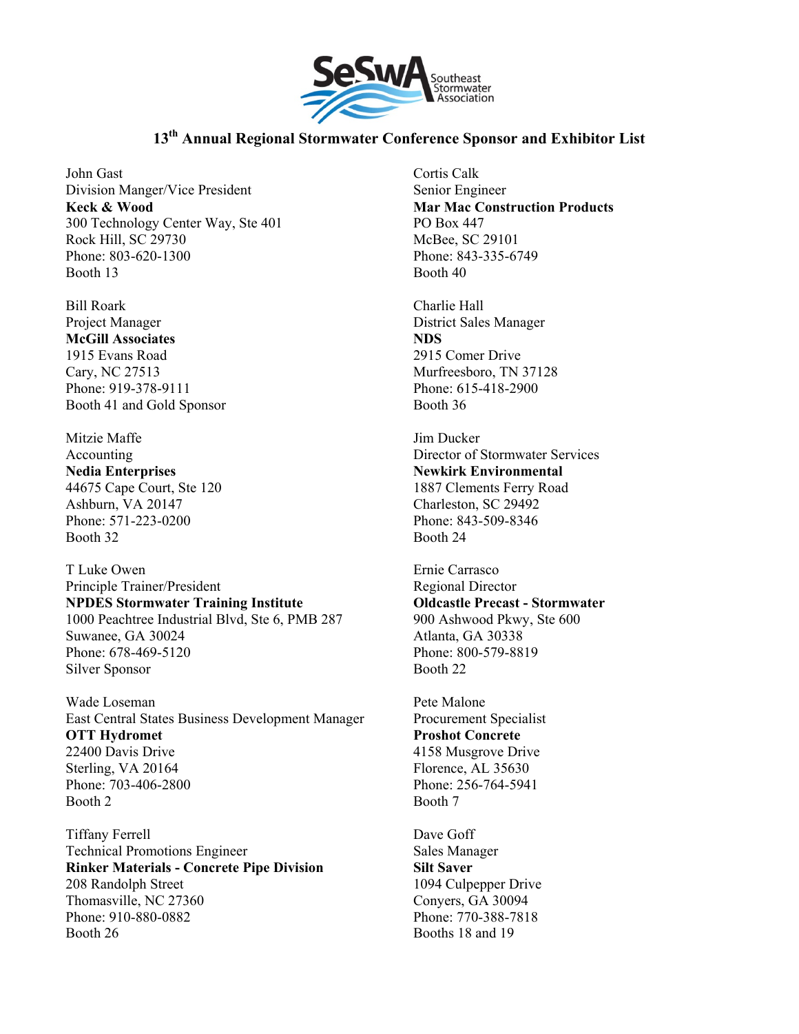# 13th Annual Regional Stormwater Conference Sponsor and Exhibitor List

John Gast
Division Manger/Vice President
**Keck & Wood**
300 Technology Center Way, Ste 401
Rock Hill, SC 29730
Phone: 803-620-1300
Booth 13

Bill Roark
Project Manager
**McGill Associates**
1915 Evans Road
Cary, NC 27513
Phone: 919-378-9111
Booth 41 and Gold Sponsor

Mitzie Maffe
Accounting
**Nedia Enterprises**
44675 Cape Court, Ste 120
Ashburn, VA 20147
Phone: 571-223-0200
Booth 32

T Luke Owen
Principle Trainer/President
**NPDES Stormwater Training Institute**
1000 Peachtree Industrial Blvd, Ste 6, PMB 287
Suwanee, GA 30024
Phone: 678-469-5120
Silver Sponsor

Wade Loseman
East Central States Business Development Manager
**OTT Hydromet**
22400 Davis Drive
Sterling, VA 20164
Phone: 703-406-2800
Booth 2

Tiffany Ferrell
Technical Promotions Engineer
**Rinker Materials - Concrete Pipe Division**
208 Randolph Street
Thomasville, NC 27360
Phone: 910-880-0882
Booth 26

Cortis Calk
Senior Engineer
**Mar Mac Construction Products**
PO Box 447
McBee, SC 29101
Phone: 843-335-6749
Booth 40

Charlie Hall
District Sales Manager
**NDS**
2915 Comer Drive
Murfreesboro, TN 37128
Phone: 615-418-2900
Booth 36

Jim Ducker
Director of Stormwater Services
**Newkirk Environmental**
1887 Clements Ferry Road
Charleston, SC 29492
Phone: 843-509-8346
Booth 24

Ernie Carrasco
Regional Director
**Oldcastle Precast - Stormwater**
900 Ashwood Pkwy, Ste 600
Atlanta, GA 30338
Phone: 800-579-8819
Booth 22

Pete Malone
Procurement Specialist
**Proshot Concrete**
4158 Musgrove Drive
Florence, AL 35630
Phone: 256-764-5941
Booth 7

Dave Goff
Sales Manager
**Silt Saver**
1094 Culpepper Drive
Conyers, GA 30094
Phone: 770-388-7818
Booths 18 and 19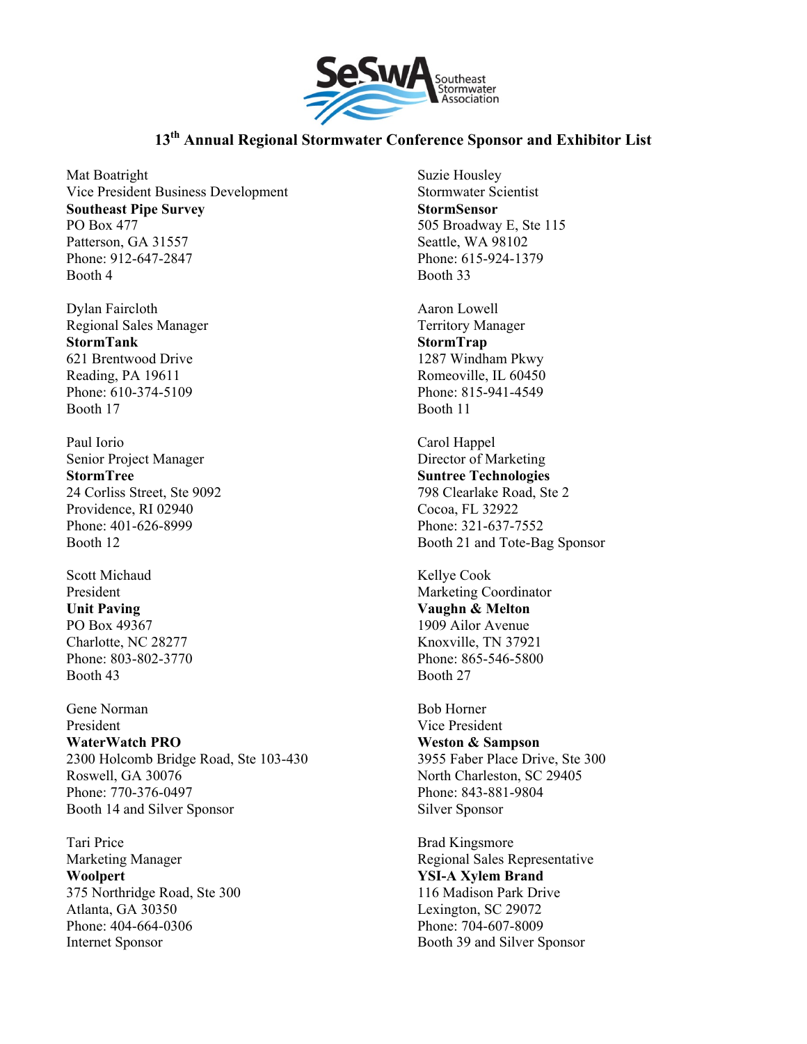SeSwA Southeast Stormwater Association

## 13th Annual Regional Stormwater Conference Sponsor and Exhibitor List

Mat Boatright
Vice President Business Development
**Southeast Pipe Survey**
PO Box 477
Patterson, GA 31557
Phone: 912-647-2847
Booth 4

Dylan Faircloth
Regional Sales Manager
**StormTank**
621 Brentwood Drive
Reading, PA 19611
Phone: 610-374-5109
Booth 17

Paul Iorio
Senior Project Manager
**StormTree**
24 Corliss Street, Ste 9092
Providence, RI 02940
Phone: 401-626-8999
Booth 12

Scott Michaud
President
**Unit Paving**
PO Box 49367
Charlotte, NC 28277
Phone: 803-802-3770
Booth 43

Gene Norman
President
**WaterWatch PRO**
2300 Holcomb Bridge Road, Ste 103-430
Roswell, GA 30076
Phone: 770-376-0497
Booth 14 and Silver Sponsor

Tari Price
Marketing Manager
**Woolpert**
375 Northridge Road, Ste 300
Atlanta, GA 30350
Phone: 404-664-0306
Internet Sponsor

Suzie Housley
Stormwater Scientist
**StormSensor**
505 Broadway E, Ste 115
Seattle, WA 98102
Phone: 615-924-1379
Booth 33

Aaron Lowell
Territory Manager
**StormTrap**
1287 Windham Pkwy
Romeoville, IL 60450
Phone: 815-941-4549
Booth 11

Carol Happel
Director of Marketing
**Suntree Technologies**
798 Clearlake Road, Ste 2
Cocoa, FL 32922
Phone: 321-637-7552
Booth 21 and Tote-Bag Sponsor

Kellye Cook
Marketing Coordinator
**Vaughn & Melton**
1909 Ailor Avenue
Knoxville, TN 37921
Phone: 865-546-5800
Booth 27

Bob Horner
Vice President
**Weston & Sampson**
3955 Faber Place Drive, Ste 300
North Charleston, SC 29405
Phone: 843-881-9804
Silver Sponsor

Brad Kingsmore
Regional Sales Representative
**YSI-A Xylem Brand**
116 Madison Park Drive
Lexington, SC 29072
Phone: 704-607-8009
Booth 39 and Silver Sponsor